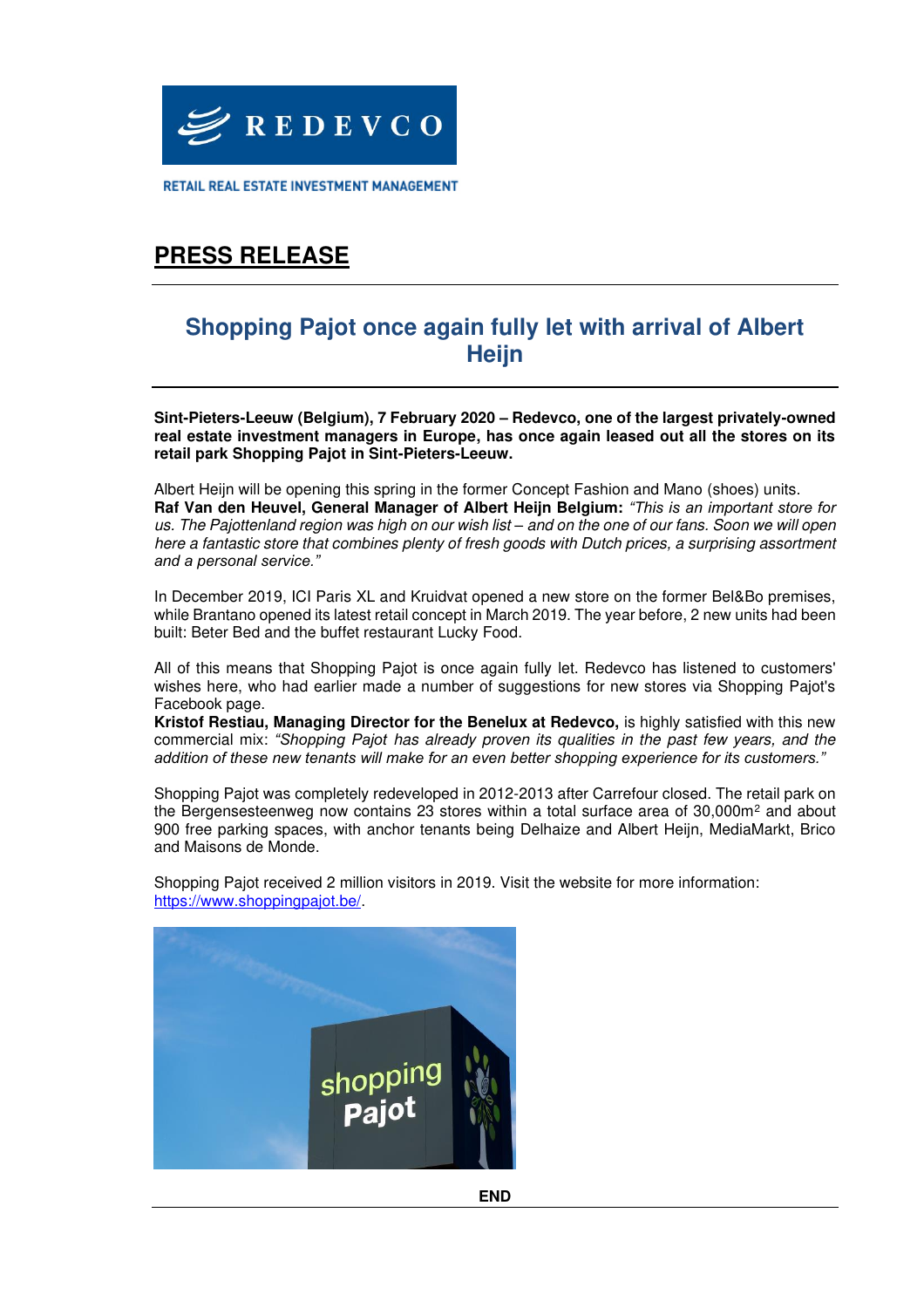RETAIL REAL ESTATE INVESTMENT MANAGEMENT

# PRESS RELEASE

## Shopping Pajot once again fully let with arrival of Albert Heijn

**Sint-Pieters-Leeuw (Belgium), 7 February 2020 – Redevco, one of the largest privately-owned real estate investment managers in Europe, has once again leased out all the stores on its retail park Shopping Pajot in Sint-Pieters-Leeuw.**

Albert Heijn will be opening this spring in the former Concept Fashion and Mano (shoes) units.
**Raf Van den Heuvel, General Manager of Albert Heijn Belgium:** *"This is an important store for us. The Pajottenland region was high on our wish list – and on the one of our fans. Soon we will open here a fantastic store that combines plenty of fresh goods with Dutch prices, a surprising assortment and a personal service."*

In December 2019, ICI Paris XL and Kruidvat opened a new store on the former Bel&Bo premises, while Brantano opened its latest retail concept in March 2019. The year before, 2 new units had been built: Beter Bed and the buffet restaurant Lucky Food.

All of this means that Shopping Pajot is once again fully let. Redevco has listened to customers' wishes here, who had earlier made a number of suggestions for new stores via Shopping Pajot's Facebook page.
**Kristof Restiau, Managing Director for the Benelux at Redevco,** is highly satisfied with this new commercial mix: *"Shopping Pajot has already proven its qualities in the past few years, and the addition of these new tenants will make for an even better shopping experience for its customers."*

Shopping Pajot was completely redeveloped in 2012-2013 after Carrefour closed. The retail park on the Bergensesteenweg now contains 23 stores within a total surface area of 30,000m² and about 900 free parking spaces, with anchor tenants being Delhaize and Albert Heijn, MediaMarkt, Brico and Maisons de Monde.

Shopping Pajot received 2 million visitors in 2019. Visit the website for more information: https://www.shoppingpajot.be/.

**END**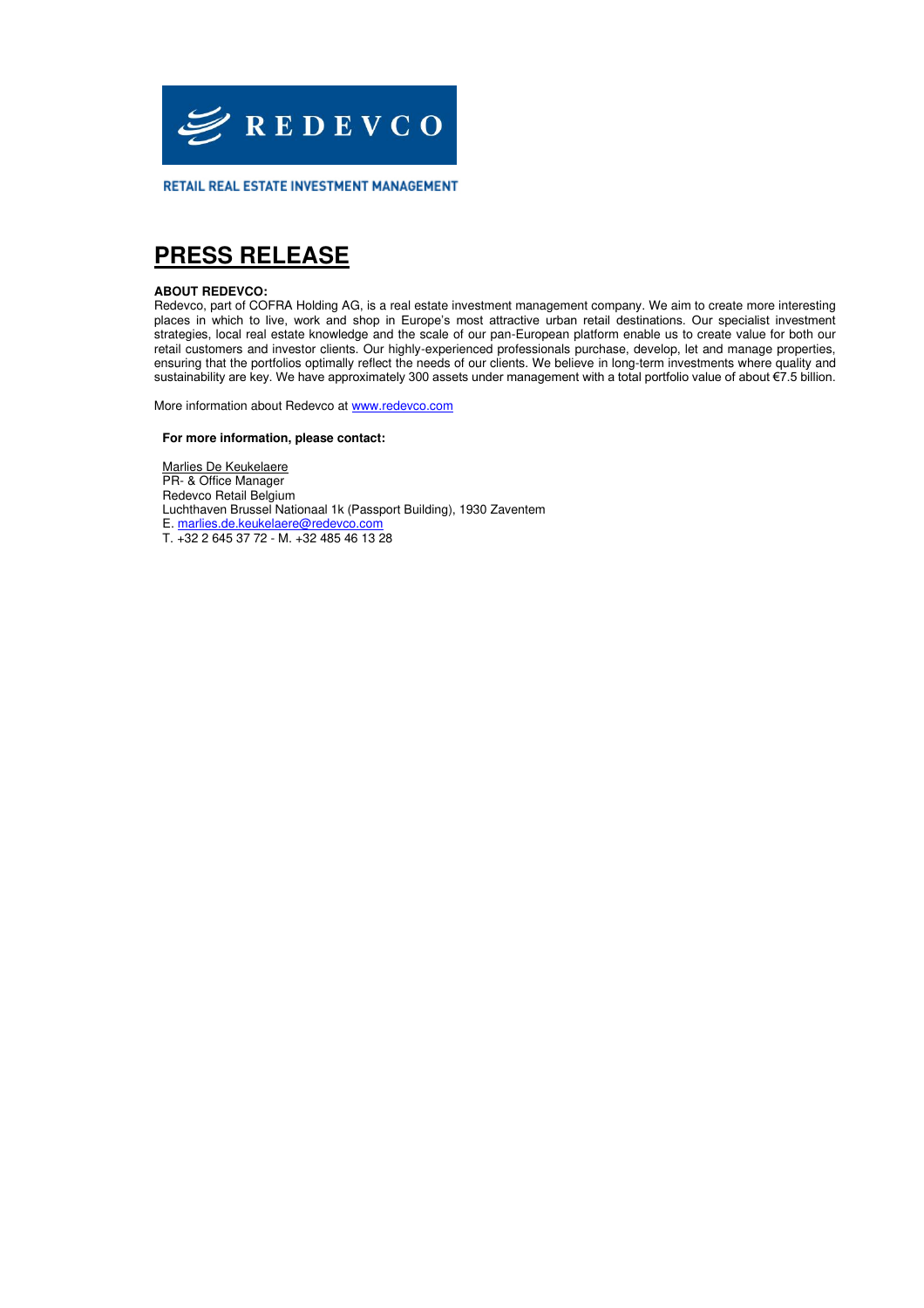REDEVCO

RETAIL REAL ESTATE INVESTMENT MANAGEMENT

# PRESS RELEASE

**ABOUT REDEVCO:**
Redevco, part of COFRA Holding AG, is a real estate investment management company. We aim to create more interesting places in which to live, work and shop in Europe's most attractive urban retail destinations. Our specialist investment strategies, local real estate knowledge and the scale of our pan-European platform enable us to create value for both our retail customers and investor clients. Our highly-experienced professionals purchase, develop, let and manage properties, ensuring that the portfolios optimally reflect the needs of our clients. We believe in long-term investments where quality and sustainability are key. We have approximately 300 assets under management with a total portfolio value of about €7.5 billion.

More information about Redevco at www.redevco.com

**For more information, please contact:**

Marlies De Keukelaere
PR- & Office Manager
Redevco Retail Belgium
Luchthaven Brussel Nationaal 1k (Passport Building), 1930 Zaventem
E. marlies.de.keukelaere@redevco.com
T. +32 2 645 37 72 - M. +32 485 46 13 28